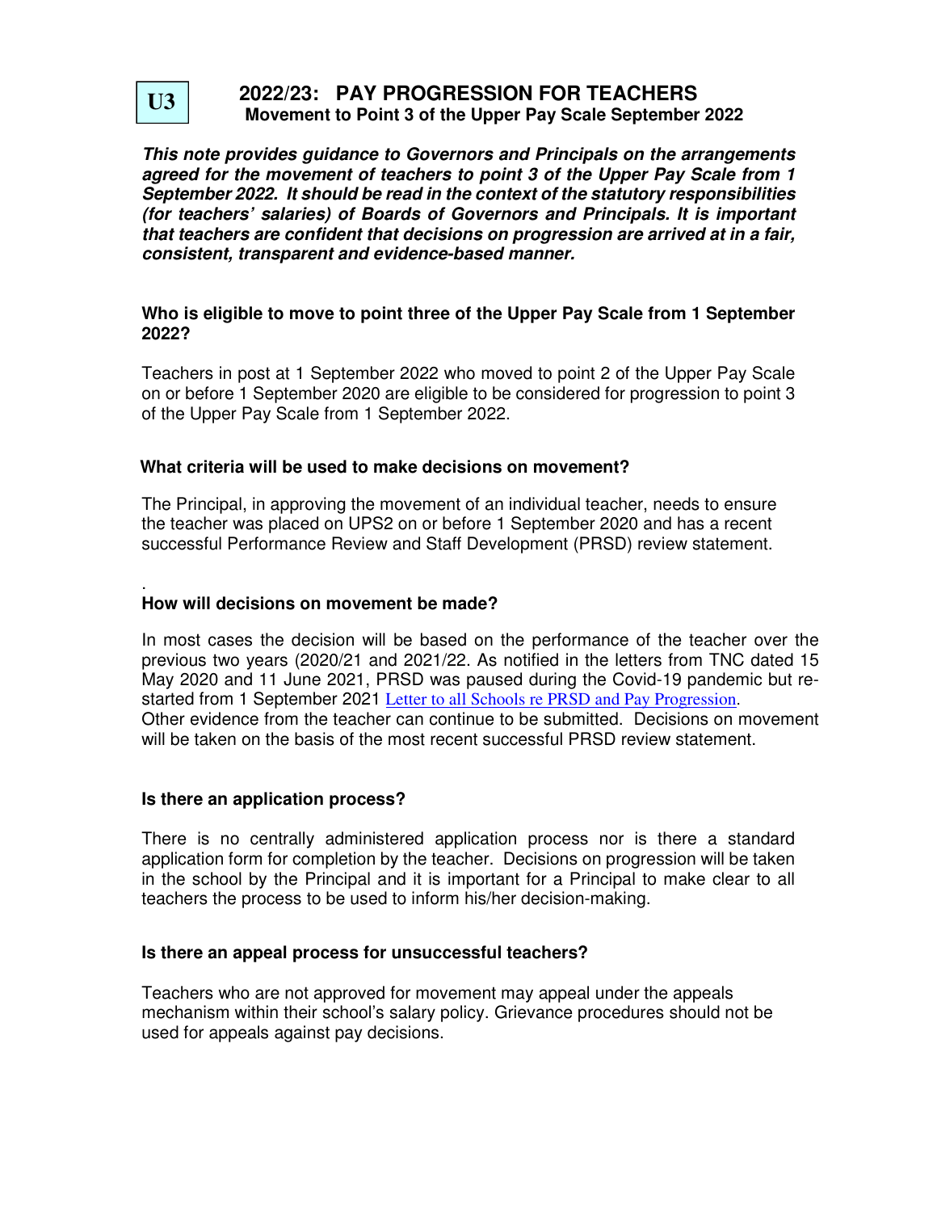**U3**

# 2022/23: PAY PROGRESSION FOR TEACHERS

**Movement to Point 3 of the Upper Pay Scale September 2022**

***This note provides guidance to Governors and Principals on the arrangements agreed for the movement of teachers to point 3 of the Upper Pay Scale from 1 September 2022. It should be read in the context of the statutory responsibilities (for teachers' salaries) of Boards of Governors and Principals. It is important that teachers are confident that decisions on progression are arrived at in a fair, consistent, transparent and evidence-based manner.***

### Who is eligible to move to point three of the Upper Pay Scale from 1 September 2022?

Teachers in post at 1 September 2022 who moved to point 2 of the Upper Pay Scale on or before 1 September 2020 are eligible to be considered for progression to point 3 of the Upper Pay Scale from 1 September 2022.

### What criteria will be used to make decisions on movement?

The Principal, in approving the movement of an individual teacher, needs to ensure the teacher was placed on UPS2 on or before 1 September 2020 and has a recent successful Performance Review and Staff Development (PRSD) review statement.

.

### How will decisions on movement be made?

In most cases the decision will be based on the performance of the teacher over the previous two years (2020/21 and 2021/22. As notified in the letters from TNC dated 15 May 2020 and 11 June 2021, PRSD was paused during the Covid-19 pandemic but re-started from 1 September 2021 Letter to all Schools re PRSD and Pay Progression. Other evidence from the teacher can continue to be submitted. Decisions on movement will be taken on the basis of the most recent successful PRSD review statement.

### Is there an application process?

There is no centrally administered application process nor is there a standard application form for completion by the teacher. Decisions on progression will be taken in the school by the Principal and it is important for a Principal to make clear to all teachers the process to be used to inform his/her decision-making.

### Is there an appeal process for unsuccessful teachers?

Teachers who are not approved for movement may appeal under the appeals mechanism within their school's salary policy. Grievance procedures should not be used for appeals against pay decisions.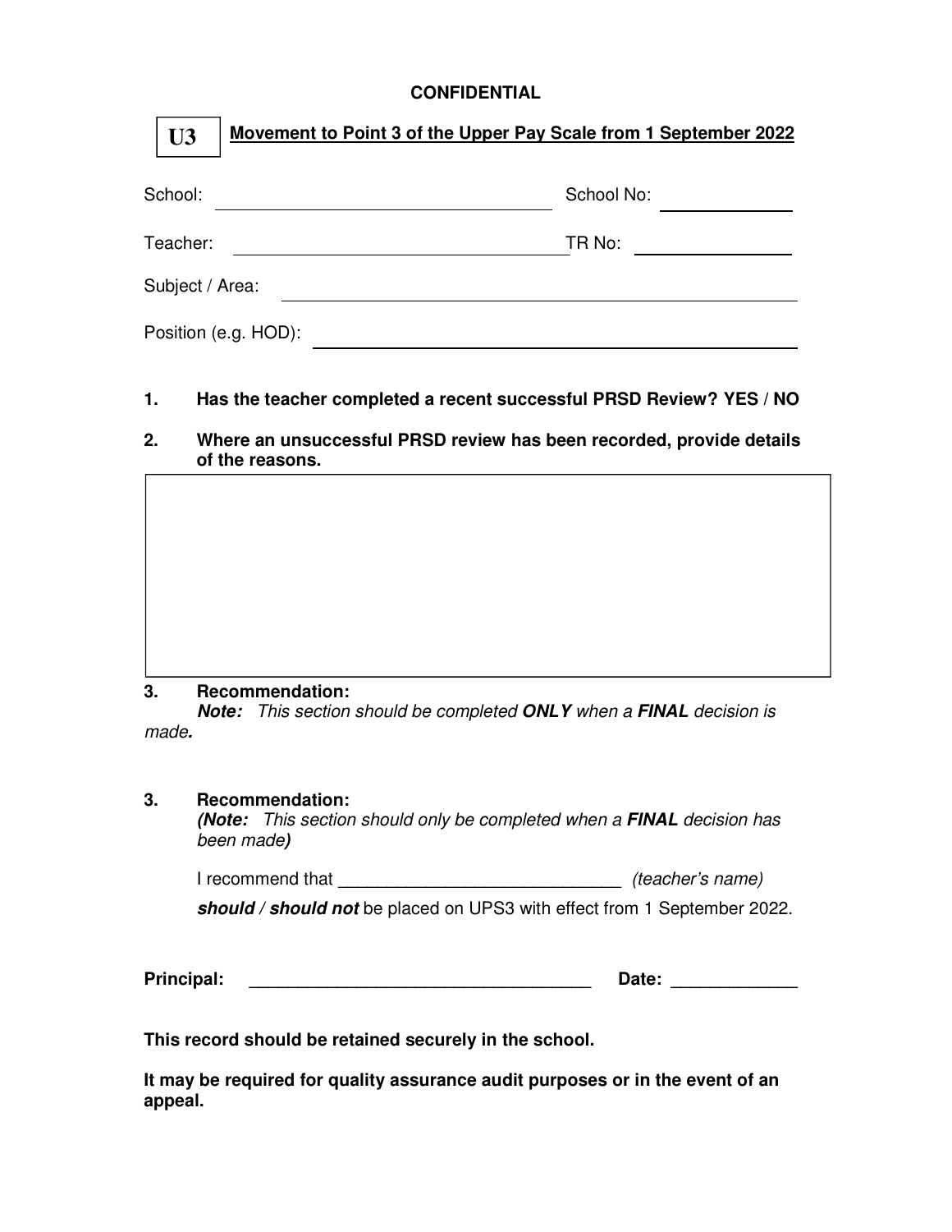**CONFIDENTIAL**

**U3** **Movement to Point 3 of the Upper Pay Scale from 1 September 2022**

School: ______________________________ School No: ____________

Teacher: ______________________________ TR No: ______________

Subject / Area: ________________________________________________

Position (e.g. HOD): ____________________________________________

**1. Has the teacher completed a recent successful PRSD Review? YES / NO**

**2. Where an unsuccessful PRSD review has been recorded, provide details of the reasons.**

| |
|---|
| |

**3. Recommendation:**
***Note:*** *This section should be completed* ***ONLY*** *when a* ***FINAL*** *decision is made****.***

**3. Recommendation:**
***(Note:*** *This section should only be completed when a* ***FINAL*** *decision has been made****)***

I recommend that _____________________________ *(teacher's name)*

***should / should not*** be placed on UPS3 with effect from 1 September 2022.

**Principal:** ___________________________________ **Date:** _____________

**This record should be retained securely in the school.**

**It may be required for quality assurance audit purposes or in the event of an appeal.**